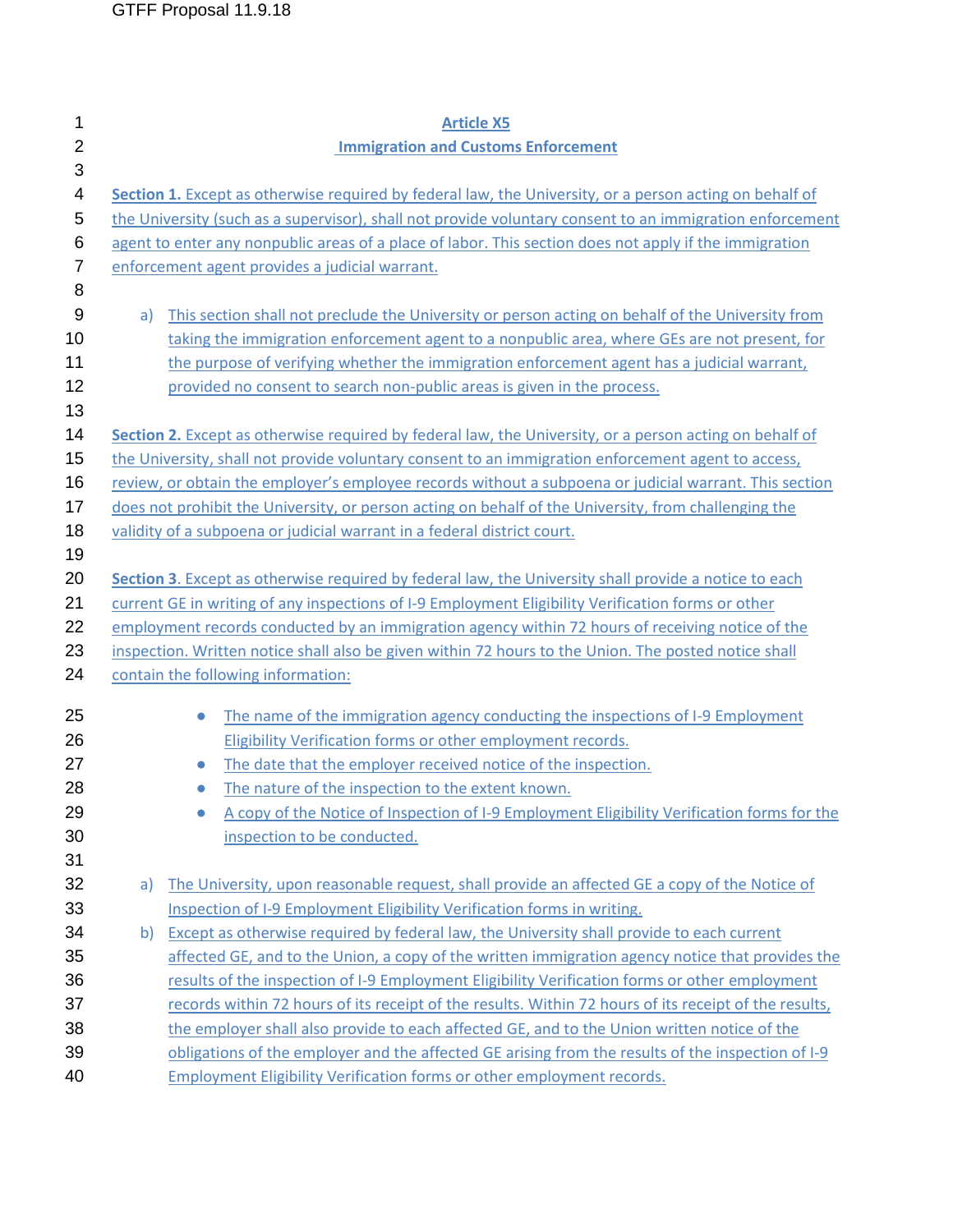# Article X5

## Immigration and Customs Enforcement

**Section 1.** Except as otherwise required by federal law, the University, or a person acting on behalf of the University (such as a supervisor), shall not provide voluntary consent to an immigration enforcement agent to enter any nonpublic areas of a place of labor. This section does not apply if the immigration enforcement agent provides a judicial warrant.

a) This section shall not preclude the University or person acting on behalf of the University from taking the immigration enforcement agent to a nonpublic area, where GEs are not present, for the purpose of verifying whether the immigration enforcement agent has a judicial warrant, provided no consent to search non-public areas is given in the process.

**Section 2.** Except as otherwise required by federal law, the University, or a person acting on behalf of the University, shall not provide voluntary consent to an immigration enforcement agent to access, review, or obtain the employer's employee records without a subpoena or judicial warrant. This section does not prohibit the University, or person acting on behalf of the University, from challenging the validity of a subpoena or judicial warrant in a federal district court.

**Section 3**. Except as otherwise required by federal law, the University shall provide a notice to each current GE in writing of any inspections of I-9 Employment Eligibility Verification forms or other employment records conducted by an immigration agency within 72 hours of receiving notice of the inspection. Written notice shall also be given within 72 hours to the Union. The posted notice shall contain the following information:

- The name of the immigration agency conducting the inspections of I-9 Employment Eligibility Verification forms or other employment records.
- The date that the employer received notice of the inspection.
- The nature of the inspection to the extent known.
- A copy of the Notice of Inspection of I-9 Employment Eligibility Verification forms for the inspection to be conducted.

a) The University, upon reasonable request, shall provide an affected GE a copy of the Notice of Inspection of I-9 Employment Eligibility Verification forms in writing.

b) Except as otherwise required by federal law, the University shall provide to each current affected GE, and to the Union, a copy of the written immigration agency notice that provides the results of the inspection of I-9 Employment Eligibility Verification forms or other employment records within 72 hours of its receipt of the results. Within 72 hours of its receipt of the results, the employer shall also provide to each affected GE, and to the Union written notice of the obligations of the employer and the affected GE arising from the results of the inspection of I-9 Employment Eligibility Verification forms or other employment records.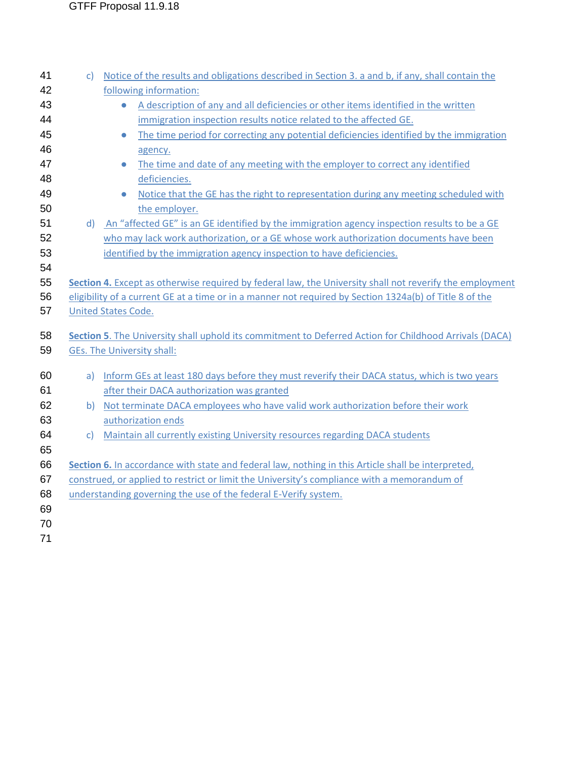c) Notice of the results and obligations described in Section 3. a and b, if any, shall contain the following information:
   - A description of any and all deficiencies or other items identified in the written immigration inspection results notice related to the affected GE.
   - The time period for correcting any potential deficiencies identified by the immigration agency.
   - The time and date of any meeting with the employer to correct any identified deficiencies.
   - Notice that the GE has the right to representation during any meeting scheduled with the employer.

d) An "affected GE" is an GE identified by the immigration agency inspection results to be a GE who may lack work authorization, or a GE whose work authorization documents have been identified by the immigration agency inspection to have deficiencies.

**Section 4.** Except as otherwise required by federal law, the University shall not reverify the employment eligibility of a current GE at a time or in a manner not required by Section 1324a(b) of Title 8 of the United States Code.

**Section 5**. The University shall uphold its commitment to Deferred Action for Childhood Arrivals (DACA) GEs. The University shall:

a) Inform GEs at least 180 days before they must reverify their DACA status, which is two years after their DACA authorization was granted
b) Not terminate DACA employees who have valid work authorization before their work authorization ends
c) Maintain all currently existing University resources regarding DACA students

**Section 6.** In accordance with state and federal law, nothing in this Article shall be interpreted, construed, or applied to restrict or limit the University's compliance with a memorandum of understanding governing the use of the federal E-Verify system.